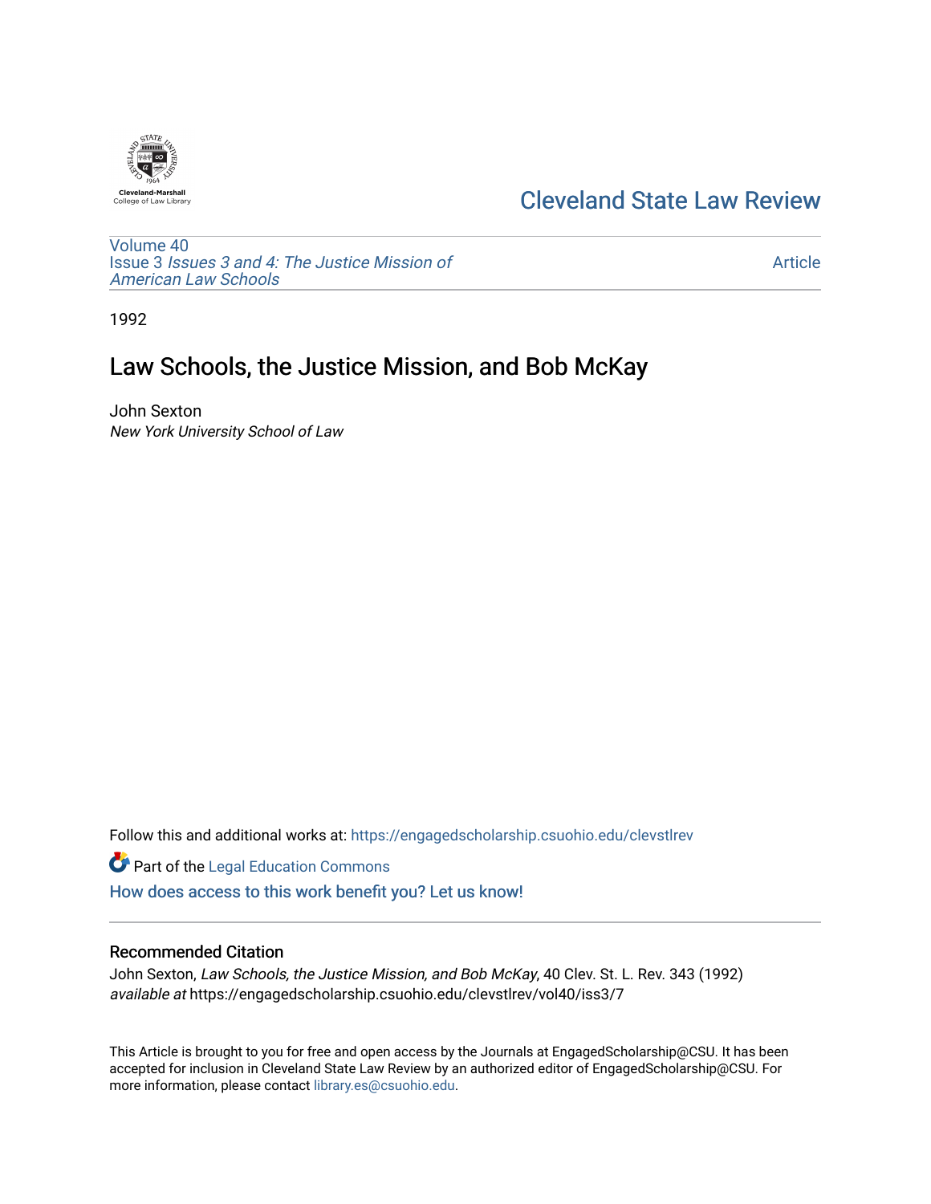Cleveland-Marshall College of Law Library

# Cleveland State Law Review

Volume 40
Issue 3 *Issues 3 and 4: The Justice Mission of American Law Schools*

Article

1992

## Law Schools, the Justice Mission, and Bob McKay

John Sexton
*New York University School of Law*

Follow this and additional works at: https://engagedscholarship.csuohio.edu/clevstlrev

Part of the Legal Education Commons

How does access to this work benefit you? Let us know!

### Recommended Citation

John Sexton, *Law Schools, the Justice Mission, and Bob McKay*, 40 Clev. St. L. Rev. 343 (1992)
*available at* https://engagedscholarship.csuohio.edu/clevstlrev/vol40/iss3/7

This Article is brought to you for free and open access by the Journals at EngagedScholarship@CSU. It has been accepted for inclusion in Cleveland State Law Review by an authorized editor of EngagedScholarship@CSU. For more information, please contact library.es@csuohio.edu.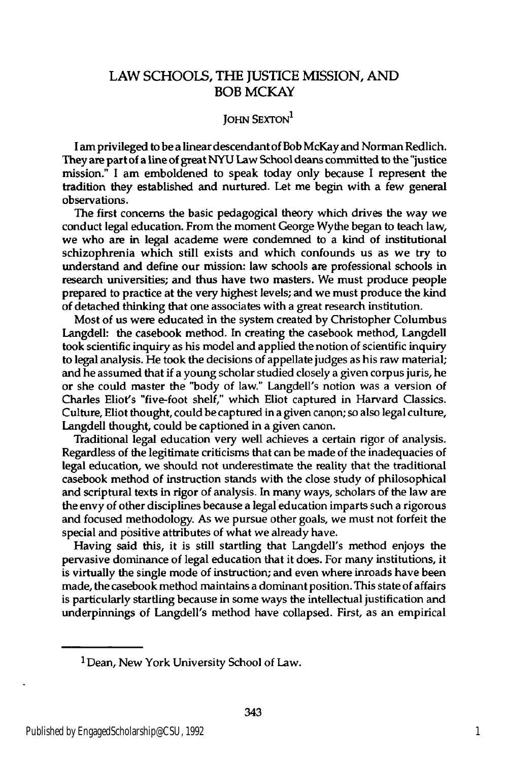# LAW SCHOOLS, THE JUSTICE MISSION, AND BOB MCKAY

JOHN SEXTON[1]

I am privileged to be a linear descendant of Bob McKay and Norman Redlich. They are part of a line of great NYU Law School deans committed to the "justice mission." I am emboldened to speak today only because I represent the tradition they established and nurtured. Let me begin with a few general observations.

The first concerns the basic pedagogical theory which drives the way we conduct legal education. From the moment George Wythe began to teach law, we who are in legal academe were condemned to a kind of institutional schizophrenia which still exists and which confounds us as we try to understand and define our mission: law schools are professional schools in research universities; and thus have two masters. We must produce people prepared to practice at the very highest levels; and we must produce the kind of detached thinking that one associates with a great research institution.

Most of us were educated in the system created by Christopher Columbus Langdell: the casebook method. In creating the casebook method, Langdell took scientific inquiry as his model and applied the notion of scientific inquiry to legal analysis. He took the decisions of appellate judges as his raw material; and he assumed that if a young scholar studied closely a given corpus juris, he or she could master the "body of law." Langdell's notion was a version of Charles Eliot's "five-foot shelf," which Eliot captured in Harvard Classics. Culture, Eliot thought, could be captured in a given canon; so also legal culture, Langdell thought, could be captioned in a given canon.

Traditional legal education very well achieves a certain rigor of analysis. Regardless of the legitimate criticisms that can be made of the inadequacies of legal education, we should not underestimate the reality that the traditional casebook method of instruction stands with the close study of philosophical and scriptural texts in rigor of analysis. In many ways, scholars of the law are the envy of other disciplines because a legal education imparts such a rigorous and focused methodology. As we pursue other goals, we must not forfeit the special and positive attributes of what we already have.

Having said this, it is still startling that Langdell's method enjoys the pervasive dominance of legal education that it does. For many institutions, it is virtually the single mode of instruction; and even where inroads have been made, the casebook method maintains a dominant position. This state of affairs is particularly startling because in some ways the intellectual justification and underpinnings of Langdell's method have collapsed. First, as an empirical

---

[1] Dean, New York University School of Law.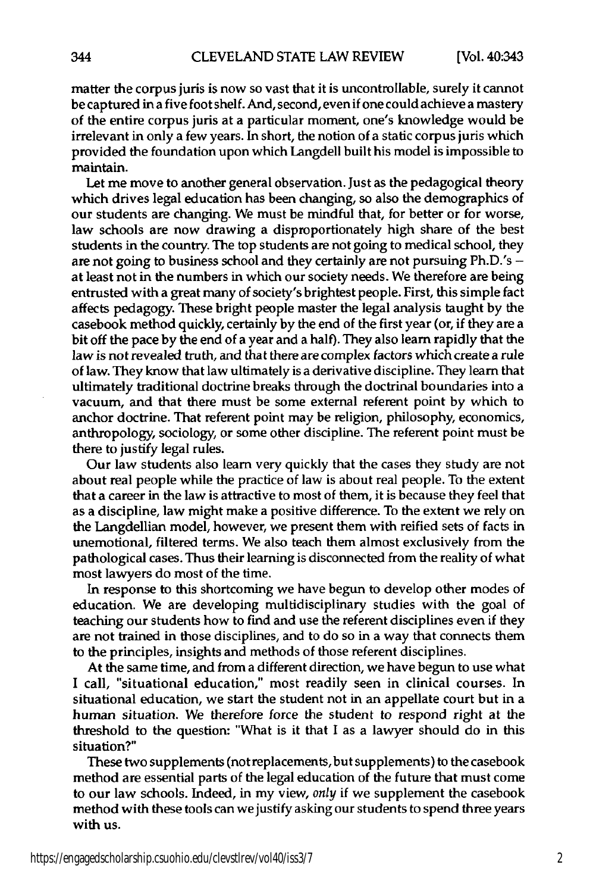matter the corpus juris is now so vast that it is uncontrollable, surely it cannot be captured in a five foot shelf. And, second, even if one could achieve a mastery of the entire corpus juris at a particular moment, one's knowledge would be irrelevant in only a few years. In short, the notion of a static corpus juris which provided the foundation upon which Langdell built his model is impossible to maintain.

Let me move to another general observation. Just as the pedagogical theory which drives legal education has been changing, so also the demographics of our students are changing. We must be mindful that, for better or for worse, law schools are now drawing a disproportionately high share of the best students in the country. The top students are not going to medical school, they are not going to business school and they certainly are not pursuing Ph.D.'s – at least not in the numbers in which our society needs. We therefore are being entrusted with a great many of society's brightest people. First, this simple fact affects pedagogy. These bright people master the legal analysis taught by the casebook method quickly, certainly by the end of the first year (or, if they are a bit off the pace by the end of a year and a half). They also learn rapidly that the law is not revealed truth, and that there are complex factors which create a rule of law. They know that law ultimately is a derivative discipline. They learn that ultimately traditional doctrine breaks through the doctrinal boundaries into a vacuum, and that there must be some external referent point by which to anchor doctrine. That referent point may be religion, philosophy, economics, anthropology, sociology, or some other discipline. The referent point must be there to justify legal rules.

Our law students also learn very quickly that the cases they study are not about real people while the practice of law is about real people. To the extent that a career in the law is attractive to most of them, it is because they feel that as a discipline, law might make a positive difference. To the extent we rely on the Langdellian model, however, we present them with reified sets of facts in unemotional, filtered terms. We also teach them almost exclusively from the pathological cases. Thus their learning is disconnected from the reality of what most lawyers do most of the time.

In response to this shortcoming we have begun to develop other modes of education. We are developing multidisciplinary studies with the goal of teaching our students how to find and use the referent disciplines even if they are not trained in those disciplines, and to do so in a way that connects them to the principles, insights and methods of those referent disciplines.

At the same time, and from a different direction, we have begun to use what I call, "situational education," most readily seen in clinical courses. In situational education, we start the student not in an appellate court but in a human situation. We therefore force the student to respond right at the threshold to the question: "What is it that I as a lawyer should do in this situation?"

These two supplements (not replacements, but supplements) to the casebook method are essential parts of the legal education of the future that must come to our law schools. Indeed, in my view, *only* if we supplement the casebook method with these tools can we justify asking our students to spend three years with us.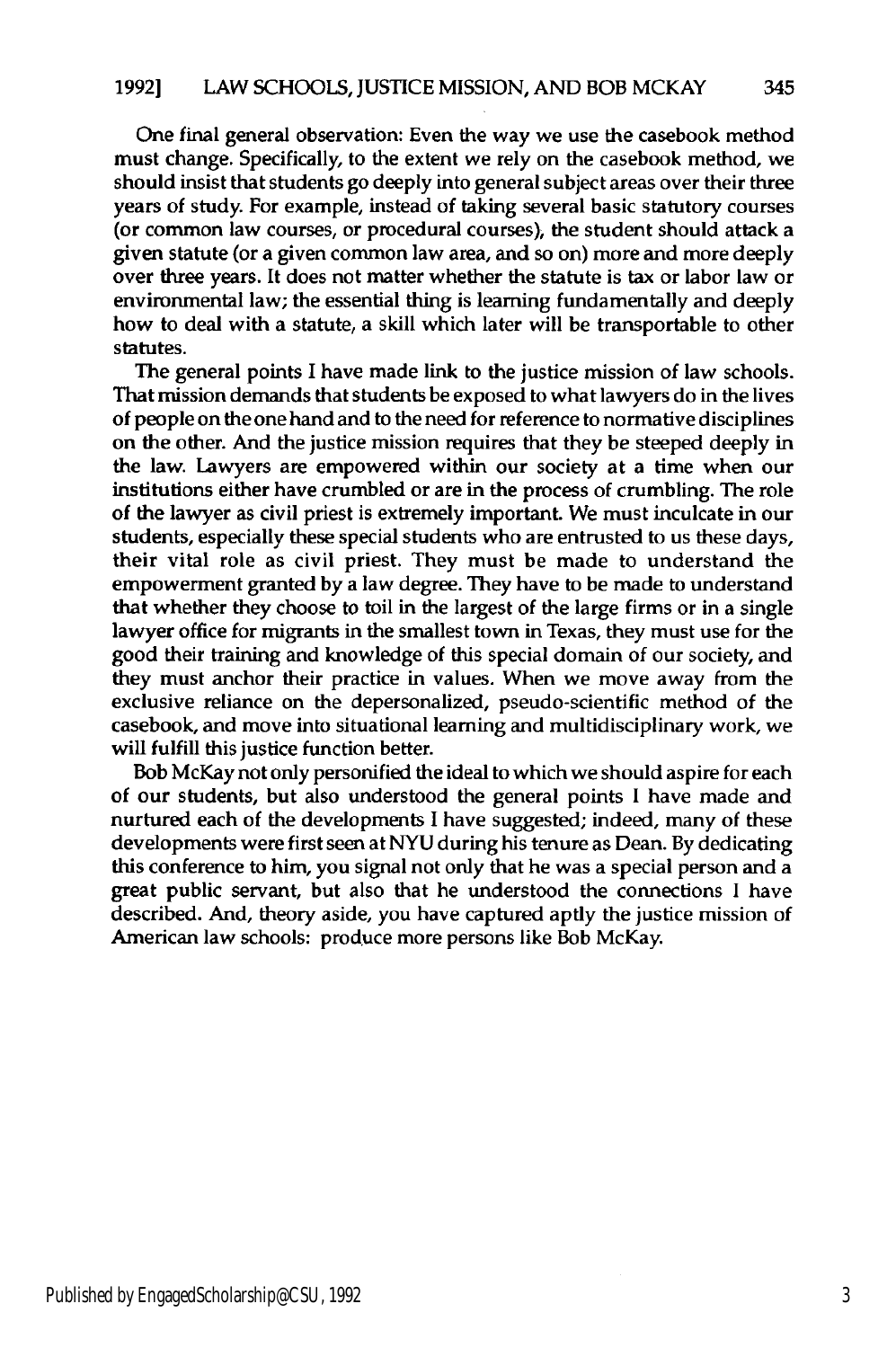One final general observation: Even the way we use the casebook method must change. Specifically, to the extent we rely on the casebook method, we should insist that students go deeply into general subject areas over their three years of study. For example, instead of taking several basic statutory courses (or common law courses, or procedural courses), the student should attack a given statute (or a given common law area, and so on) more and more deeply over three years. It does not matter whether the statute is tax or labor law or environmental law; the essential thing is learning fundamentally and deeply how to deal with a statute, a skill which later will be transportable to other statutes.

The general points I have made link to the justice mission of law schools. That mission demands that students be exposed to what lawyers do in the lives of people on the one hand and to the need for reference to normative disciplines on the other. And the justice mission requires that they be steeped deeply in the law. Lawyers are empowered within our society at a time when our institutions either have crumbled or are in the process of crumbling. The role of the lawyer as civil priest is extremely important. We must inculcate in our students, especially these special students who are entrusted to us these days, their vital role as civil priest. They must be made to understand the empowerment granted by a law degree. They have to be made to understand that whether they choose to toil in the largest of the large firms or in a single lawyer office for migrants in the smallest town in Texas, they must use for the good their training and knowledge of this special domain of our society, and they must anchor their practice in values. When we move away from the exclusive reliance on the depersonalized, pseudo-scientific method of the casebook, and move into situational learning and multidisciplinary work, we will fulfill this justice function better.

Bob McKay not only personified the ideal to which we should aspire for each of our students, but also understood the general points I have made and nurtured each of the developments I have suggested; indeed, many of these developments were first seen at NYU during his tenure as Dean. By dedicating this conference to him, you signal not only that he was a special person and a great public servant, but also that he understood the connections I have described. And, theory aside, you have captured aptly the justice mission of American law schools: produce more persons like Bob McKay.